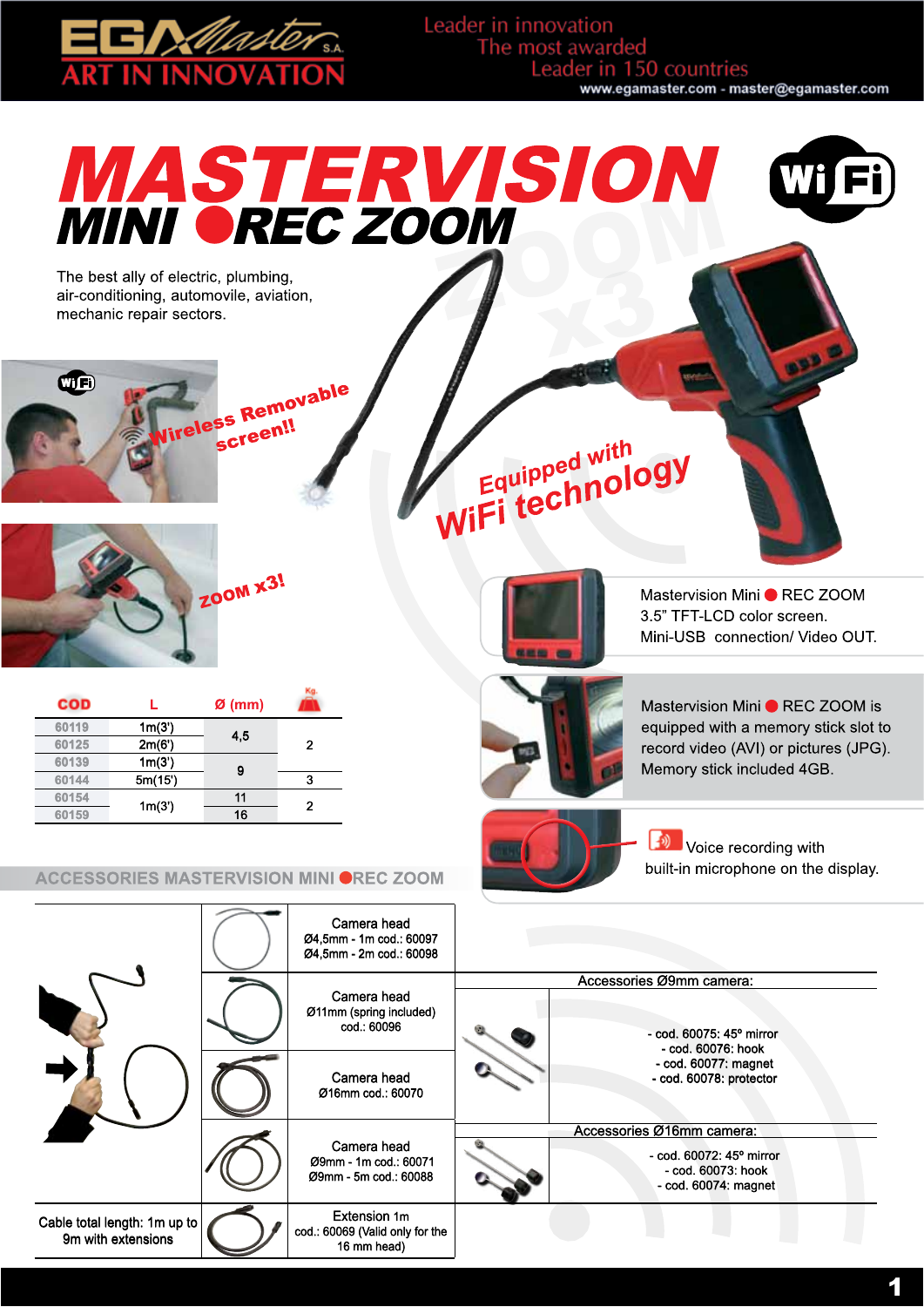EGAMaster S.A.
ART IN INNOVATION

Leader in innovation
The most awarded
Leader in 150 countries
www.egamaster.com - master@egamaster.com

# MASTERVISION
## MINI ● REC ZOOM

The best ally of electric, plumbing, air-conditioning, automovile, aviation, mechanic repair sectors.

Wireless Removable screen!!

Equipped with WiFi technology

ZOOM x3!

Mastervision Mini ● REC ZOOM
3.5" TFT-LCD color screen.
Mini-USB connection/ Video OUT.

Mastervision Mini ● REC ZOOM is equipped with a memory stick slot to record video (AVI) or pictures (JPG). Memory stick included 4GB.

Voice recording with built-in microphone on the display.

| COD | L | Ø (mm) | Kg. |
|---|---|---|---|
| 60119 | 1m(3') | 4,5 | 2 |
| 60125 | 2m(6') | | |
| 60139 | 1m(3') | 9 | |
| 60144 | 5m(15') | | 3 |
| 60154 | 1m(3') | 11 | 2 |
| 60159 | | 16 | |

## ACCESSORIES MASTERVISION MINI ●REC ZOOM

| Accessory |
|---|
| Camera head Ø4,5mm - 1m cod.: 60097 Ø4,5mm - 2m cod.: 60098 |
| Camera head Ø11mm (spring included) cod.: 60096 |
| Camera head Ø16mm cod.: 60070 |
| Camera head Ø9mm - 1m cod.: 60071 Ø9mm - 5m cod.: 60088 |
| Extension 1m cod.: 60069 (Valid only for the 16 mm head) |

Cable total length: 1m up to 9m with extensions

**Accessories Ø9mm camera:**

- cod. 60075: 45º mirror
- cod. 60076: hook
- cod. 60077: magnet
- cod. 60078: protector

**Accessories Ø16mm camera:**

- cod. 60072: 45º mirror
- cod. 60073: hook
- cod. 60074: magnet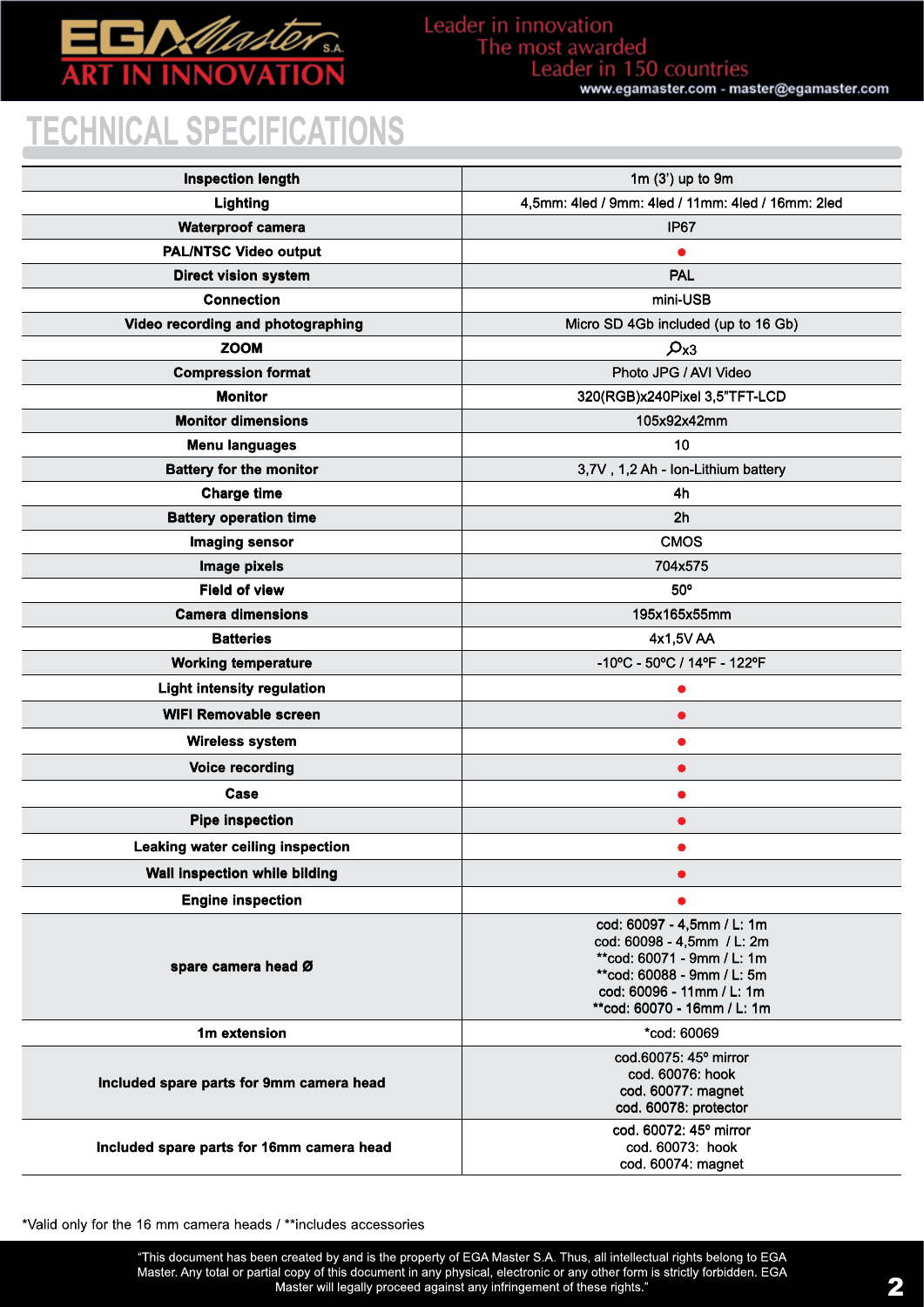# TECHNICAL SPECIFICATIONS

| | |
|---|---|
| **Inspection length** | 1m (3') up to 9m |
| **Lighting** | 4,5mm: 4led / 9mm: 4led / 11mm: 4led / 16mm: 2led |
| **Waterproof camera** | IP67 |
| **PAL/NTSC Video output** | ● |
| **Direct vision system** | PAL |
| **Connection** | mini-USB |
| **Video recording and photographing** | Micro SD 4Gb included (up to 16 Gb) |
| **ZOOM** | x3 |
| **Compression format** | Photo JPG / AVI Video |
| **Monitor** | 320(RGB)x240Pixel 3,5"TFT-LCD |
| **Monitor dimensions** | 105x92x42mm |
| **Menu languages** | 10 |
| **Battery for the monitor** | 3,7V , 1,2 Ah - Ion-Lithium battery |
| **Charge time** | 4h |
| **Battery operation time** | 2h |
| **Imaging sensor** | CMOS |
| **Image pixels** | 704x575 |
| **Field of view** | 50º |
| **Camera dimensions** | 195x165x55mm |
| **Batteries** | 4x1,5V AA |
| **Working temperature** | -10ºC - 50ºC / 14ºF - 122ºF |
| **Light intensity regulation** | ● |
| **WIFI Removable screen** | ● |
| **Wireless system** | ● |
| **Voice recording** | ● |
| **Case** | ● |
| **Pipe inspection** | ● |
| **Leaking water ceiling inspection** | ● |
| **Wall inspection while bilding** | ● |
| **Engine inspection** | ● |
| **spare camera head Ø** | cod: 60097 - 4,5mm / L: 1m<br>cod: 60098 - 4,5mm / L: 2m<br>**cod: 60071 - 9mm / L: 1m<br>**cod: 60088 - 9mm / L: 5m<br>cod: 60096 - 11mm / L: 1m<br>**cod: 60070 - 16mm / L: 1m |
| **1m extension** | *cod: 60069 |
| **Included spare parts for 9mm camera head** | cod.60075: 45º mirror<br>cod. 60076: hook<br>cod. 60077: magnet<br>cod. 60078: protector |
| **Included spare parts for 16mm camera head** | cod. 60072: 45º mirror<br>cod. 60073: hook<br>cod. 60074: magnet |

*Valid only for the 16 mm camera heads / **includes accessories

"This document has been created by and is the property of EGA Master S.A. Thus, all intellectual rights belong to EGA Master. Any total or partial copy of this document in any physical, electronic or any other form is strictly forbidden. EGA Master will legally proceed against any infringement of these rights."